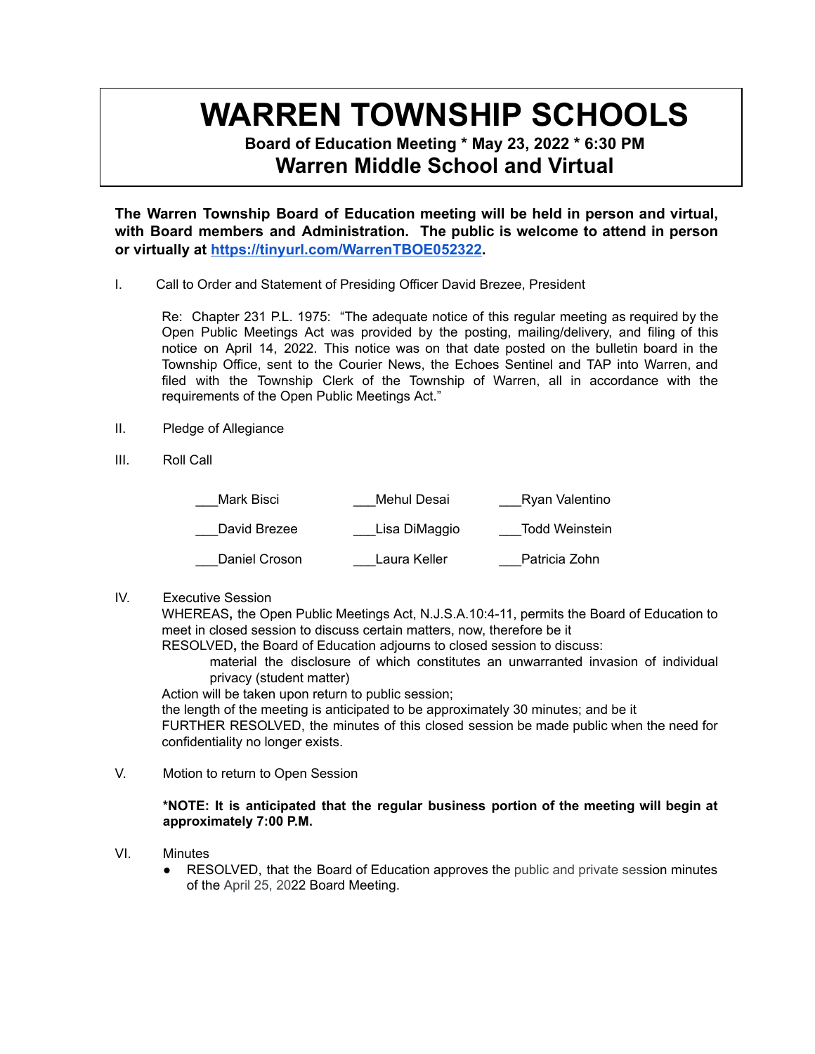# WARREN TOWNSHIP SCHOOLS

**Board of Education Meeting * May 23, 2022 * 6:30 PM**

## Warren Middle School and Virtual

**The Warren Township Board of Education meeting will be held in person and virtual, with Board members and Administration. The public is welcome to attend in person or virtually at [https://tinyurl.com/WarrenTBOE052322](https://tinyurl.com/WarrenTBOE052322).**

I. Call to Order and Statement of Presiding Officer David Brezee, President

Re: Chapter 231 P.L. 1975: "The adequate notice of this regular meeting as required by the Open Public Meetings Act was provided by the posting, mailing/delivery, and filing of this notice on April 14, 2022. This notice was on that date posted on the bulletin board in the Township Office, sent to the Courier News, the Echoes Sentinel and TAP into Warren, and filed with the Township Clerk of the Township of Warren, all in accordance with the requirements of the Open Public Meetings Act."

II. Pledge of Allegiance

III. Roll Call

| | | |
|---|---|---|
| ___Mark Bisci | ___Mehul Desai | ___Ryan Valentino |
| ___David Brezee | ___Lisa DiMaggio | ___Todd Weinstein |
| ___Daniel Croson | ___Laura Keller | ___Patricia Zohn |

IV. Executive Session

WHEREAS**,** the Open Public Meetings Act, N.J.S.A.10:4-11, permits the Board of Education to meet in closed session to discuss certain matters, now, therefore be it

RESOLVED**,** the Board of Education adjourns to closed session to discuss:

material the disclosure of which constitutes an unwarranted invasion of individual privacy (student matter)

Action will be taken upon return to public session;

the length of the meeting is anticipated to be approximately 30 minutes; and be it

FURTHER RESOLVED, the minutes of this closed session be made public when the need for confidentiality no longer exists.

V. Motion to return to Open Session

**\*NOTE: It is anticipated that the regular business portion of the meeting will begin at approximately 7:00 P.M.**

VI. Minutes

- RESOLVED, that the Board of Education approves the public and private session minutes of the April 25, 2022 Board Meeting.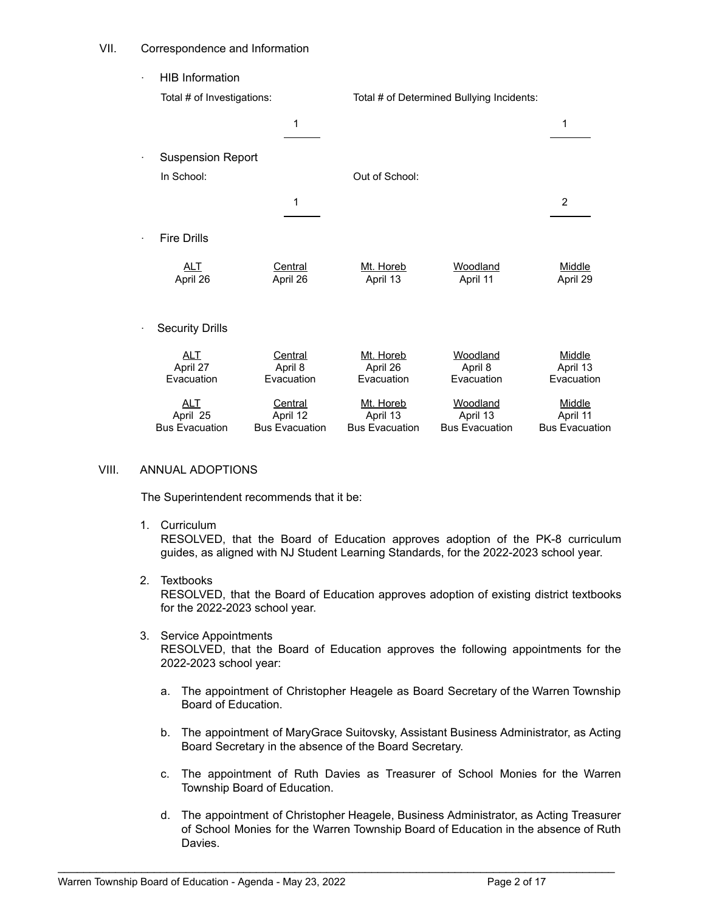## VII. Correspondence and Information

- HIB Information

| Total # of Investigations: | 1 | Total # of Determined Bullying Incidents: | 1 |
|---|---|---|---|

- Suspension Report

| In School: | 1 | Out of School: | 2 |
|---|---|---|---|

- Fire Drills

| ALT | Central | Mt. Horeb | Woodland | Middle |
|---|---|---|---|---|
| April 26 | April 26 | April 13 | April 11 | April 29 |

- Security Drills

| ALT | Central | Mt. Horeb | Woodland | Middle |
|---|---|---|---|---|
| April 27<br>Evacuation | April 8<br>Evacuation | April 26<br>Evacuation | April 8<br>Evacuation | April 13<br>Evacuation |
| April 25<br>Bus Evacuation | April 12<br>Bus Evacuation | April 13<br>Bus Evacuation | April 13<br>Bus Evacuation | April 11<br>Bus Evacuation |

## VIII. ANNUAL ADOPTIONS

The Superintendent recommends that it be:

1. Curriculum
   RESOLVED, that the Board of Education approves adoption of the PK-8 curriculum guides, as aligned with NJ Student Learning Standards, for the 2022-2023 school year.

2. Textbooks
   RESOLVED, that the Board of Education approves adoption of existing district textbooks for the 2022-2023 school year.

3. Service Appointments
   RESOLVED, that the Board of Education approves the following appointments for the 2022-2023 school year:

   a. The appointment of Christopher Heagele as Board Secretary of the Warren Township Board of Education.

   b. The appointment of MaryGrace Suitovsky, Assistant Business Administrator, as Acting Board Secretary in the absence of the Board Secretary.

   c. The appointment of Ruth Davies as Treasurer of School Monies for the Warren Township Board of Education.

   d. The appointment of Christopher Heagele, Business Administrator, as Acting Treasurer of School Monies for the Warren Township Board of Education in the absence of Ruth Davies.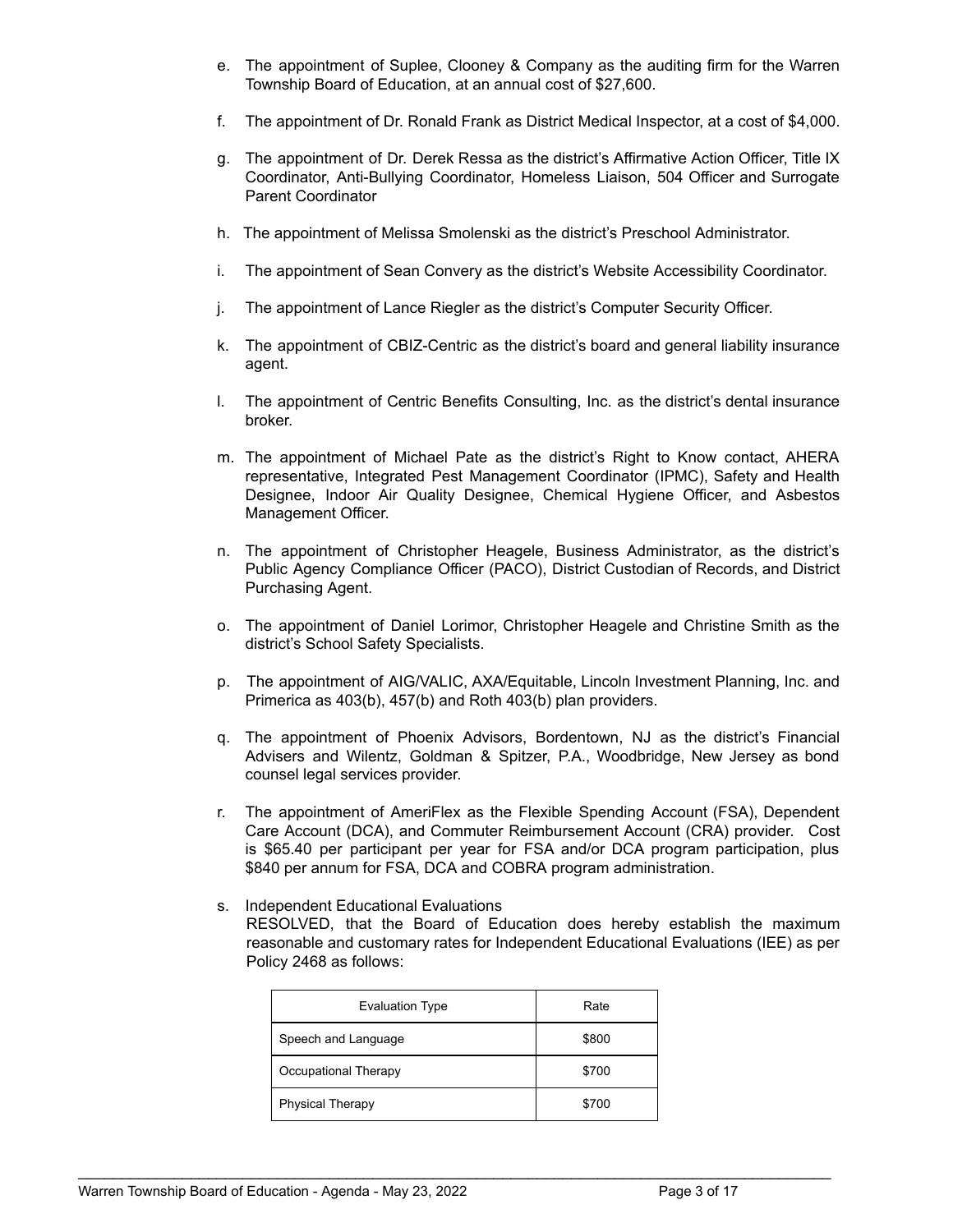e. The appointment of Suplee, Clooney & Company as the auditing firm for the Warren Township Board of Education, at an annual cost of $27,600.

f. The appointment of Dr. Ronald Frank as District Medical Inspector, at a cost of $4,000.

g. The appointment of Dr. Derek Ressa as the district's Affirmative Action Officer, Title IX Coordinator, Anti-Bullying Coordinator, Homeless Liaison, 504 Officer and Surrogate Parent Coordinator

h. The appointment of Melissa Smolenski as the district's Preschool Administrator.

i. The appointment of Sean Convery as the district's Website Accessibility Coordinator.

j. The appointment of Lance Riegler as the district's Computer Security Officer.

k. The appointment of CBIZ-Centric as the district's board and general liability insurance agent.

l. The appointment of Centric Benefits Consulting, Inc. as the district's dental insurance broker.

m. The appointment of Michael Pate as the district's Right to Know contact, AHERA representative, Integrated Pest Management Coordinator (IPMC), Safety and Health Designee, Indoor Air Quality Designee, Chemical Hygiene Officer, and Asbestos Management Officer.

n. The appointment of Christopher Heagele, Business Administrator, as the district's Public Agency Compliance Officer (PACO), District Custodian of Records, and District Purchasing Agent.

o. The appointment of Daniel Lorimor, Christopher Heagele and Christine Smith as the district's School Safety Specialists.

p. The appointment of AIG/VALIC, AXA/Equitable, Lincoln Investment Planning, Inc. and Primerica as 403(b), 457(b) and Roth 403(b) plan providers.

q. The appointment of Phoenix Advisors, Bordentown, NJ as the district's Financial Advisers and Wilentz, Goldman & Spitzer, P.A., Woodbridge, New Jersey as bond counsel legal services provider.

r. The appointment of AmeriFlex as the Flexible Spending Account (FSA), Dependent Care Account (DCA), and Commuter Reimbursement Account (CRA) provider. Cost is $65.40 per participant per year for FSA and/or DCA program participation, plus $840 per annum for FSA, DCA and COBRA program administration.

s. Independent Educational Evaluations
RESOLVED, that the Board of Education does hereby establish the maximum reasonable and customary rates for Independent Educational Evaluations (IEE) as per Policy 2468 as follows:

| Evaluation Type | Rate |
|---|---|
| Speech and Language | $800 |
| Occupational Therapy | $700 |
| Physical Therapy | $700 |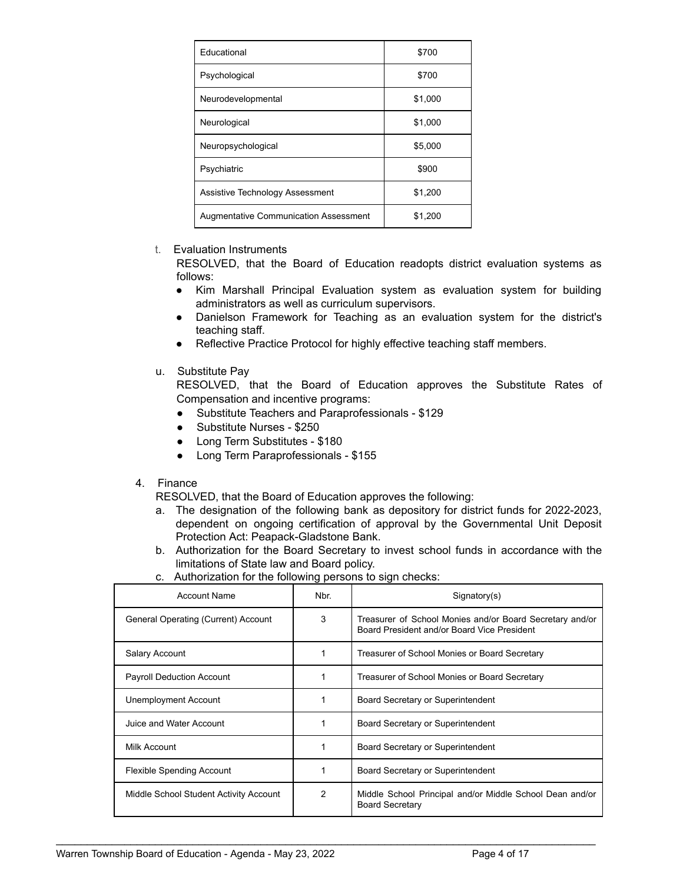| Educational | $700 |
|---|---|
| Psychological | $700 |
| Neurodevelopmental | $1,000 |
| Neurological | $1,000 |
| Neuropsychological | $5,000 |
| Psychiatric | $900 |
| Assistive Technology Assessment | $1,200 |
| Augmentative Communication Assessment | $1,200 |

t. Evaluation Instruments

RESOLVED, that the Board of Education readopts district evaluation systems as follows:

- Kim Marshall Principal Evaluation system as evaluation system for building administrators as well as curriculum supervisors.
- Danielson Framework for Teaching as an evaluation system for the district's teaching staff.
- Reflective Practice Protocol for highly effective teaching staff members.

u. Substitute Pay

RESOLVED, that the Board of Education approves the Substitute Rates of Compensation and incentive programs:

- Substitute Teachers and Paraprofessionals - $129
- Substitute Nurses - $250
- Long Term Substitutes - $180
- Long Term Paraprofessionals - $155

4. Finance

RESOLVED, that the Board of Education approves the following:

a. The designation of the following bank as depository for district funds for 2022-2023, dependent on ongoing certification of approval by the Governmental Unit Deposit Protection Act: Peapack-Gladstone Bank.

b. Authorization for the Board Secretary to invest school funds in accordance with the limitations of State law and Board policy.

c. Authorization for the following persons to sign checks:

| Account Name | Nbr. | Signatory(s) |
|---|---|---|
| General Operating (Current) Account | 3 | Treasurer of School Monies and/or Board Secretary and/or Board President and/or Board Vice President |
| Salary Account | 1 | Treasurer of School Monies or Board Secretary |
| Payroll Deduction Account | 1 | Treasurer of School Monies or Board Secretary |
| Unemployment Account | 1 | Board Secretary or Superintendent |
| Juice and Water Account | 1 | Board Secretary or Superintendent |
| Milk Account | 1 | Board Secretary or Superintendent |
| Flexible Spending Account | 1 | Board Secretary or Superintendent |
| Middle School Student Activity Account | 2 | Middle School Principal and/or Middle School Dean and/or Board Secretary |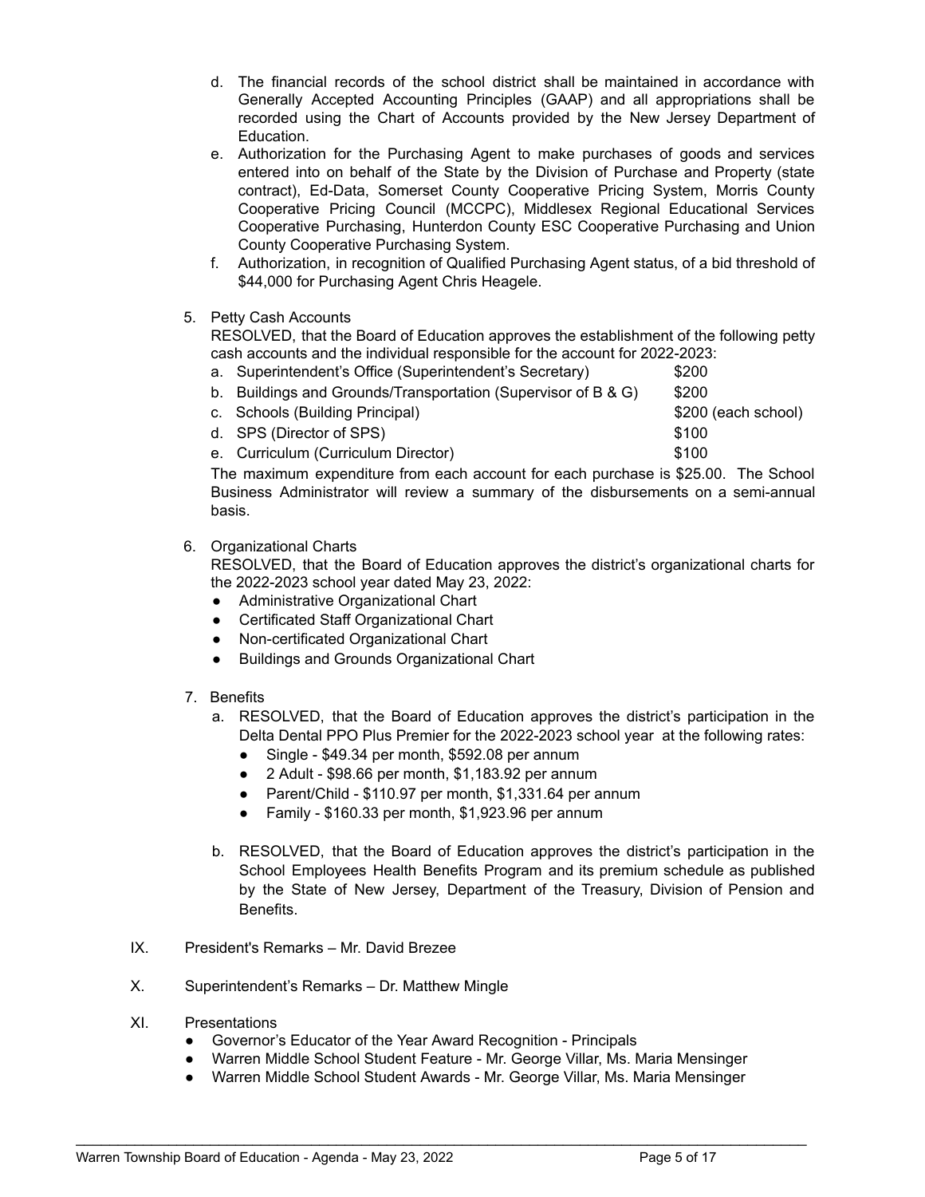d. The financial records of the school district shall be maintained in accordance with Generally Accepted Accounting Principles (GAAP) and all appropriations shall be recorded using the Chart of Accounts provided by the New Jersey Department of Education.
e. Authorization for the Purchasing Agent to make purchases of goods and services entered into on behalf of the State by the Division of Purchase and Property (state contract), Ed-Data, Somerset County Cooperative Pricing System, Morris County Cooperative Pricing Council (MCCPC), Middlesex Regional Educational Services Cooperative Purchasing, Hunterdon County ESC Cooperative Purchasing and Union County Cooperative Purchasing System.
f. Authorization, in recognition of Qualified Purchasing Agent status, of a bid threshold of $44,000 for Purchasing Agent Chris Heagele.

5. Petty Cash Accounts
RESOLVED, that the Board of Education approves the establishment of the following petty cash accounts and the individual responsible for the account for 2022-2023:

| | |
|---|---|
| a. Superintendent's Office (Superintendent's Secretary) | $200 |
| b. Buildings and Grounds/Transportation (Supervisor of B & G) | $200 |
| c. Schools (Building Principal) | $200 (each school) |
| d. SPS (Director of SPS) | $100 |
| e. Curriculum (Curriculum Director) | $100 |

The maximum expenditure from each account for each purchase is $25.00. The School Business Administrator will review a summary of the disbursements on a semi-annual basis.

6. Organizational Charts
RESOLVED, that the Board of Education approves the district's organizational charts for the 2022-2023 school year dated May 23, 2022:
   - Administrative Organizational Chart
   - Certificated Staff Organizational Chart
   - Non-certificated Organizational Chart
   - Buildings and Grounds Organizational Chart

7. Benefits
   a. RESOLVED, that the Board of Education approves the district's participation in the Delta Dental PPO Plus Premier for the 2022-2023 school year at the following rates:
      - Single - $49.34 per month, $592.08 per annum
      - 2 Adult - $98.66 per month, $1,183.92 per annum
      - Parent/Child - $110.97 per month, $1,331.64 per annum
      - Family - $160.33 per month, $1,923.96 per annum

   b. RESOLVED, that the Board of Education approves the district's participation in the School Employees Health Benefits Program and its premium schedule as published by the State of New Jersey, Department of the Treasury, Division of Pension and Benefits.

IX. President's Remarks – Mr. David Brezee

X. Superintendent's Remarks – Dr. Matthew Mingle

XI. Presentations
   - Governor's Educator of the Year Award Recognition - Principals
   - Warren Middle School Student Feature - Mr. George Villar, Ms. Maria Mensinger
   - Warren Middle School Student Awards - Mr. George Villar, Ms. Maria Mensinger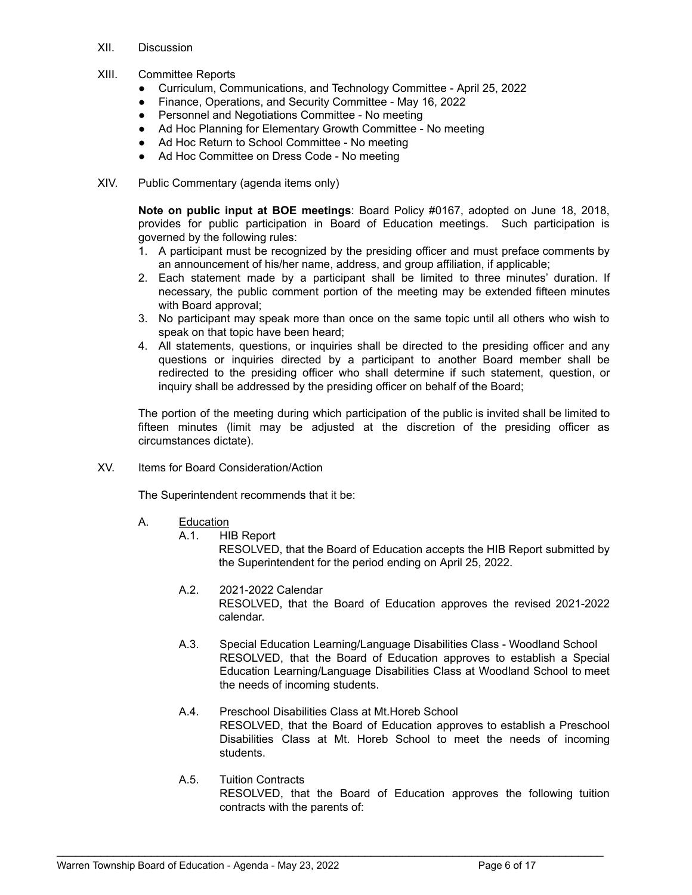XII. Discussion

XIII. Committee Reports

- Curriculum, Communications, and Technology Committee - April 25, 2022
- Finance, Operations, and Security Committee - May 16, 2022
- Personnel and Negotiations Committee - No meeting
- Ad Hoc Planning for Elementary Growth Committee - No meeting
- Ad Hoc Return to School Committee - No meeting
- Ad Hoc Committee on Dress Code - No meeting

XIV. Public Commentary (agenda items only)

**Note on public input at BOE meetings**: Board Policy #0167, adopted on June 18, 2018, provides for public participation in Board of Education meetings. Such participation is governed by the following rules:

1. A participant must be recognized by the presiding officer and must preface comments by an announcement of his/her name, address, and group affiliation, if applicable;
2. Each statement made by a participant shall be limited to three minutes' duration. If necessary, the public comment portion of the meeting may be extended fifteen minutes with Board approval;
3. No participant may speak more than once on the same topic until all others who wish to speak on that topic have been heard;
4. All statements, questions, or inquiries shall be directed to the presiding officer and any questions or inquiries directed by a participant to another Board member shall be redirected to the presiding officer who shall determine if such statement, question, or inquiry shall be addressed by the presiding officer on behalf of the Board;

The portion of the meeting during which participation of the public is invited shall be limited to fifteen minutes (limit may be adjusted at the discretion of the presiding officer as circumstances dictate).

XV. Items for Board Consideration/Action

The Superintendent recommends that it be:

A. Education

A.1. HIB Report
RESOLVED, that the Board of Education accepts the HIB Report submitted by the Superintendent for the period ending on April 25, 2022.

A.2. 2021-2022 Calendar
RESOLVED, that the Board of Education approves the revised 2021-2022 calendar.

A.3. Special Education Learning/Language Disabilities Class - Woodland School
RESOLVED, that the Board of Education approves to establish a Special Education Learning/Language Disabilities Class at Woodland School to meet the needs of incoming students.

A.4. Preschool Disabilities Class at Mt.Horeb School
RESOLVED, that the Board of Education approves to establish a Preschool Disabilities Class at Mt. Horeb School to meet the needs of incoming students.

A.5. Tuition Contracts
RESOLVED, that the Board of Education approves the following tuition contracts with the parents of: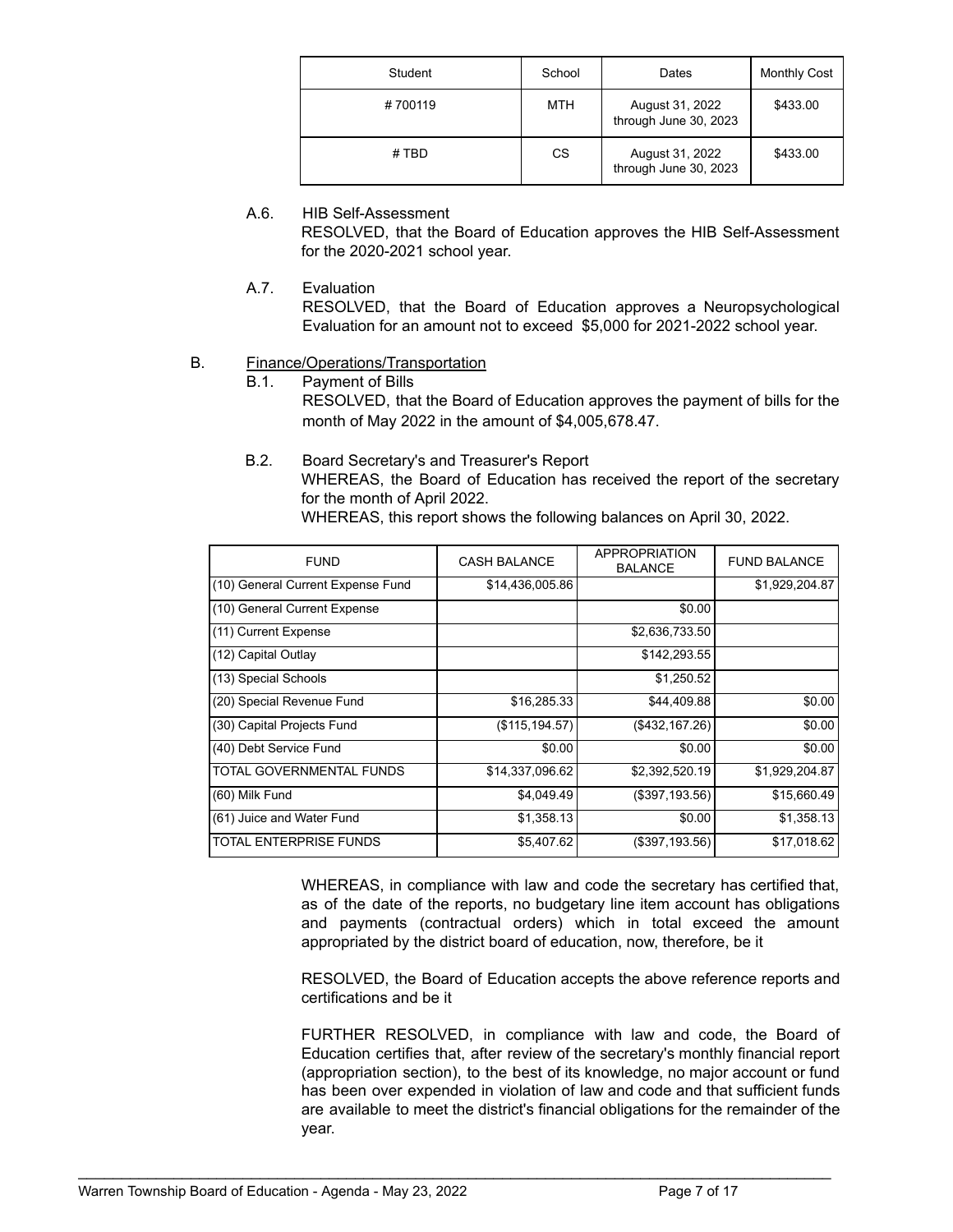| Student | School | Dates | Monthly Cost |
|---|---|---|---|
| # 700119 | MTH | August 31, 2022 through June 30, 2023 | $433.00 |
| # TBD | CS | August 31, 2022 through June 30, 2023 | $433.00 |

A.6. HIB Self-Assessment

RESOLVED, that the Board of Education approves the HIB Self-Assessment for the 2020-2021 school year.

A.7. Evaluation

RESOLVED, that the Board of Education approves a Neuropsychological Evaluation for an amount not to exceed $5,000 for 2021-2022 school year.

B. Finance/Operations/Transportation

B.1. Payment of Bills

RESOLVED, that the Board of Education approves the payment of bills for the month of May 2022 in the amount of $4,005,678.47.

B.2. Board Secretary's and Treasurer's Report

WHEREAS, the Board of Education has received the report of the secretary for the month of April 2022.

WHEREAS, this report shows the following balances on April 30, 2022.

| FUND | CASH BALANCE | APPROPRIATION BALANCE | FUND BALANCE |
|---|---|---|---|
| (10) General Current Expense Fund | $14,436,005.86 | | $1,929,204.87 |
| (10) General Current Expense | | $0.00 | |
| (11) Current Expense | | $2,636,733.50 | |
| (12) Capital Outlay | | $142,293.55 | |
| (13) Special Schools | | $1,250.52 | |
| (20) Special Revenue Fund | $16,285.33 | $44,409.88 | $0.00 |
| (30) Capital Projects Fund | ($115,194.57) | ($432,167.26) | $0.00 |
| (40) Debt Service Fund | $0.00 | $0.00 | $0.00 |
| TOTAL GOVERNMENTAL FUNDS | $14,337,096.62 | $2,392,520.19 | $1,929,204.87 |
| (60) Milk Fund | $4,049.49 | ($397,193.56) | $15,660.49 |
| (61) Juice and Water Fund | $1,358.13 | $0.00 | $1,358.13 |
| TOTAL ENTERPRISE FUNDS | $5,407.62 | ($397,193.56) | $17,018.62 |

WHEREAS, in compliance with law and code the secretary has certified that, as of the date of the reports, no budgetary line item account has obligations and payments (contractual orders) which in total exceed the amount appropriated by the district board of education, now, therefore, be it

RESOLVED, the Board of Education accepts the above reference reports and certifications and be it

FURTHER RESOLVED, in compliance with law and code, the Board of Education certifies that, after review of the secretary's monthly financial report (appropriation section), to the best of its knowledge, no major account or fund has been over expended in violation of law and code and that sufficient funds are available to meet the district's financial obligations for the remainder of the year.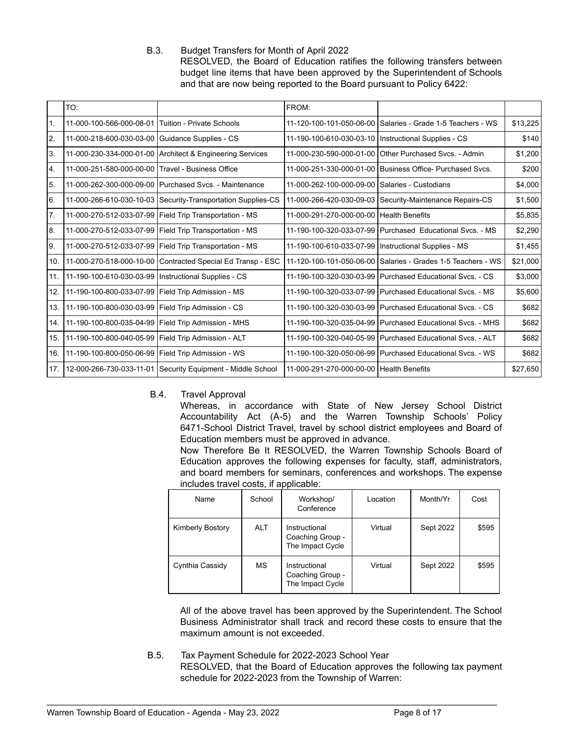B.3. Budget Transfers for Month of April 2022

RESOLVED, the Board of Education ratifies the following transfers between budget line items that have been approved by the Superintendent of Schools and that are now being reported to the Board pursuant to Policy 6422:

| | TO: | | FROM: | | |
|---|---|---|---|---|---|
| 1. | 11-000-100-566-000-08-01 | Tuition - Private Schools | 11-120-100-101-050-06-00 | Salaries - Grade 1-5 Teachers - WS | $13,225 |
| 2. | 11-000-218-600-030-03-00 | Guidance Supplies - CS | 11-190-100-610-030-03-10 | Instructional Supplies - CS | $140 |
| 3. | 11-000-230-334-000-01-00 | Architect & Engineering Services | 11-000-230-590-000-01-00 | Other Purchased Svcs. - Admin | $1,200 |
| 4. | 11-000-251-580-000-00-00 | Travel - Business Office | 11-000-251-330-000-01-00 | Business Office- Purchased Svcs. | $200 |
| 5. | 11-000-262-300-000-09-00 | Purchased Svcs. - Maintenance | 11-000-262-100-000-09-00 | Salaries - Custodians | $4,000 |
| 6. | 11-000-266-610-030-10-03 | Security-Transportation Supplies-CS | 11-000-266-420-030-09-03 | Security-Maintenance Repairs-CS | $1,500 |
| 7. | 11-000-270-512-033-07-99 | Field Trip Transportation - MS | 11-000-291-270-000-00-00 | Health Benefits | $5,835 |
| 8. | 11-000-270-512-033-07-99 | Field Trip Transportation - MS | 11-190-100-320-033-07-99 | Purchased Educational Svcs. - MS | $2,290 |
| 9. | 11-000-270-512-033-07-99 | Field Trip Transportation - MS | 11-190-100-610-033-07-99 | Instructional Supplies - MS | $1,455 |
| 10. | 11-000-270-518-000-10-00 | Contracted Special Ed Transp - ESC | 11-120-100-101-050-06-00 | Salaries - Grades 1-5 Teachers - WS | $21,000 |
| 11. | 11-190-100-610-030-03-99 | Instructional Supplies - CS | 11-190-100-320-030-03-99 | Purchased Educational Svcs. - CS | $3,000 |
| 12. | 11-190-100-800-033-07-99 | Field Trip Admission - MS | 11-190-100-320-033-07-99 | Purchased Educational Svcs. - MS | $5,600 |
| 13. | 11-190-100-800-030-03-99 | Field Trip Admission - CS | 11-190-100-320-030-03-99 | Purchased Educational Svcs. - CS | $682 |
| 14. | 11-190-100-800-035-04-99 | Field Trip Admission - MHS | 11-190-100-320-035-04-99 | Purchased Educational Svcs. - MHS | $682 |
| 15. | 11-190-100-800-040-05-99 | Field Trip Admission - ALT | 11-190-100-320-040-05-99 | Purchased Educational Svcs. - ALT | $682 |
| 16. | 11-190-100-800-050-06-99 | Field Trip Admission - WS | 11-190-100-320-050-06-99 | Purchased Educational Svcs. - WS | $682 |
| 17. | 12-000-266-730-033-11-01 | Security Equipment - Middle School | 11-000-291-270-000-00-00 | Health Benefits | $27,650 |

B.4. Travel Approval

Whereas, in accordance with State of New Jersey School District Accountability Act (A-5) and the Warren Township Schools' Policy 6471-School District Travel, travel by school district employees and Board of Education members must be approved in advance.

Now Therefore Be It RESOLVED, the Warren Township Schools Board of Education approves the following expenses for faculty, staff, administrators, and board members for seminars, conferences and workshops. The expense includes travel costs, if applicable:

| Name | School | Workshop/ Conference | Location | Month/Yr | Cost |
|---|---|---|---|---|---|
| Kimberly Bostory | ALT | Instructional Coaching Group - The Impact Cycle | Virtual | Sept 2022 | $595 |
| Cynthia Cassidy | MS | Instructional Coaching Group - The Impact Cycle | Virtual | Sept 2022 | $595 |

All of the above travel has been approved by the Superintendent. The School Business Administrator shall track and record these costs to ensure that the maximum amount is not exceeded.

B.5. Tax Payment Schedule for 2022-2023 School Year

RESOLVED, that the Board of Education approves the following tax payment schedule for 2022-2023 from the Township of Warren: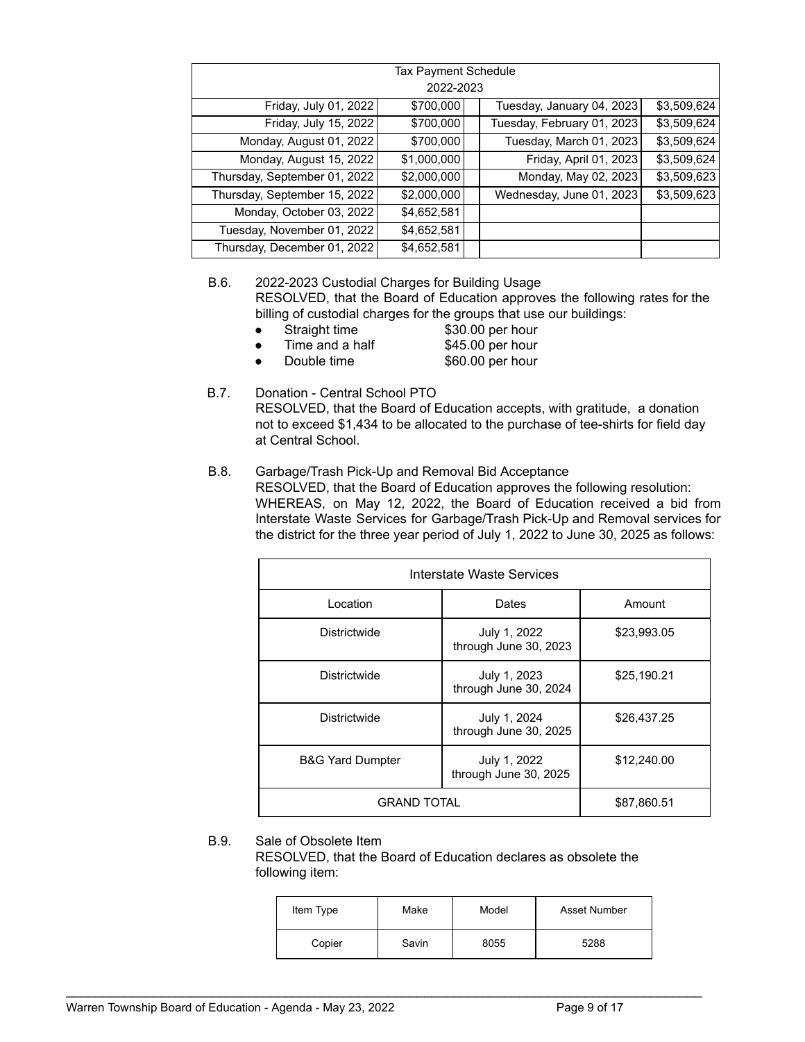| Tax Payment Schedule 2022-2023 | | | | |
|---|---|---|---|---|
| Friday, July 01, 2022 | $700,000 | | Tuesday, January 04, 2023 | $3,509,624 |
| Friday, July 15, 2022 | $700,000 | | Tuesday, February 01, 2023 | $3,509,624 |
| Monday, August 01, 2022 | $700,000 | | Tuesday, March 01, 2023 | $3,509,624 |
| Monday, August 15, 2022 | $1,000,000 | | Friday, April 01, 2023 | $3,509,624 |
| Thursday, September 01, 2022 | $2,000,000 | | Monday, May 02, 2023 | $3,509,623 |
| Thursday, September 15, 2022 | $2,000,000 | | Wednesday, June 01, 2023 | $3,509,623 |
| Monday, October 03, 2022 | $4,652,581 | | | |
| Tuesday, November 01, 2022 | $4,652,581 | | | |
| Thursday, December 01, 2022 | $4,652,581 | | | |

B.6. 2022-2023 Custodial Charges for Building Usage

RESOLVED, that the Board of Education approves the following rates for the billing of custodial charges for the groups that use our buildings:

- Straight time $30.00 per hour
- Time and a half $45.00 per hour
- Double time $60.00 per hour

B.7. Donation - Central School PTO

RESOLVED, that the Board of Education accepts, with gratitude, a donation not to exceed $1,434 to be allocated to the purchase of tee-shirts for field day at Central School.

B.8. Garbage/Trash Pick-Up and Removal Bid Acceptance

RESOLVED, that the Board of Education approves the following resolution:
WHEREAS, on May 12, 2022, the Board of Education received a bid from Interstate Waste Services for Garbage/Trash Pick-Up and Removal services for the district for the three year period of July 1, 2022 to June 30, 2025 as follows:

| Interstate Waste Services | | |
|---|---|---|
| Location | Dates | Amount |
| Districtwide | July 1, 2022 through June 30, 2023 | $23,993.05 |
| Districtwide | July 1, 2023 through June 30, 2024 | $25,190.21 |
| Districtwide | July 1, 2024 through June 30, 2025 | $26,437.25 |
| B&G Yard Dumpter | July 1, 2022 through June 30, 2025 | $12,240.00 |
| GRAND TOTAL | | $87,860.51 |

B.9. Sale of Obsolete Item

RESOLVED, that the Board of Education declares as obsolete the following item:

| Item Type | Make | Model | Asset Number |
|---|---|---|---|
| Copier | Savin | 8055 | 5288 |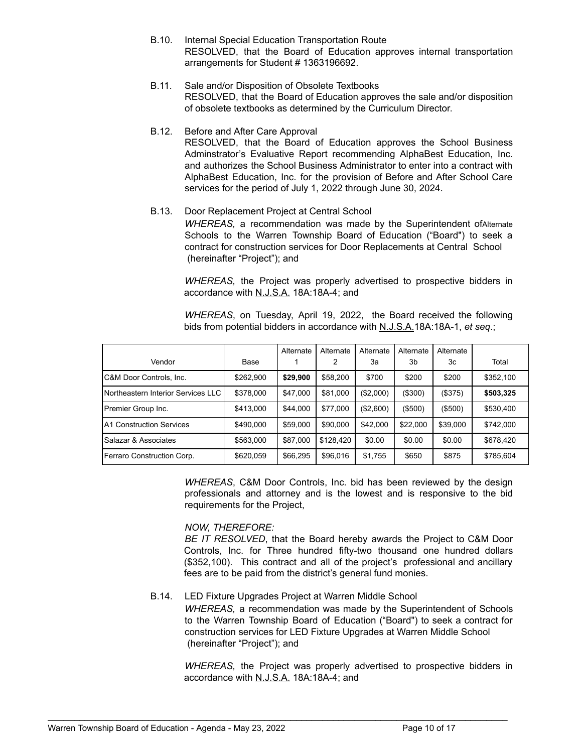B.10. Internal Special Education Transportation Route
RESOLVED, that the Board of Education approves internal transportation arrangements for Student # 1363196692.

B.11. Sale and/or Disposition of Obsolete Textbooks
RESOLVED, that the Board of Education approves the sale and/or disposition of obsolete textbooks as determined by the Curriculum Director.

B.12. Before and After Care Approval
RESOLVED, that the Board of Education approves the School Business Adminstrator's Evaluative Report recommending AlphaBest Education, Inc. and authorizes the School Business Administrator to enter into a contract with AlphaBest Education, Inc. for the provision of Before and After School Care services for the period of July 1, 2022 through June 30, 2024.

B.13. Door Replacement Project at Central School
*WHEREAS,* a recommendation was made by the Superintendent ofAlternate Schools to the Warren Township Board of Education ("Board") to seek a contract for construction services for Door Replacements at Central School (hereinafter "Project"); and

*WHEREAS,* the Project was properly advertised to prospective bidders in accordance with N.J.S.A. 18A:18A-4; and

*WHEREAS*, on Tuesday, April 19, 2022, the Board received the following bids from potential bidders in accordance with N.J.S.A.18A:18A-1, *et seq*.;

| Vendor | Base | Alternate 1 | Alternate 2 | Alternate 3a | Alternate 3b | Alternate 3c | Total |
|---|---|---|---|---|---|---|---|
| C&M Door Controls, Inc. | $262,900 | **$29,900** | $58,200 | $700 | $200 | $200 | $352,100 |
| Northeastern Interior Services LLC | $378,000 | $47,000 | $81,000 | ($2,000) | ($300) | ($375) | **$503,325** |
| Premier Group Inc. | $413,000 | $44,000 | $77,000 | ($2,600) | ($500) | ($500) | $530,400 |
| A1 Construction Services | $490,000 | $59,000 | $90,000 | $42,000 | $22,000 | $39,000 | $742,000 |
| Salazar & Associates | $563,000 | $87,000 | $128,420 | $0.00 | $0.00 | $0.00 | $678,420 |
| Ferraro Construction Corp. | $620,059 | $66,295 | $96,016 | $1,755 | $650 | $875 | $785,604 |

*WHEREAS*, C&M Door Controls, Inc. bid has been reviewed by the design professionals and attorney and is the lowest and is responsive to the bid requirements for the Project,

*NOW, THEREFORE:*
*BE IT RESOLVED*, that the Board hereby awards the Project to C&M Door Controls, Inc. for Three hundred fifty-two thousand one hundred dollars ($352,100). This contract and all of the project's professional and ancillary fees are to be paid from the district's general fund monies.

B.14. LED Fixture Upgrades Project at Warren Middle School
*WHEREAS,* a recommendation was made by the Superintendent of Schools to the Warren Township Board of Education ("Board") to seek a contract for construction services for LED Fixture Upgrades at Warren Middle School (hereinafter "Project"); and

*WHEREAS,* the Project was properly advertised to prospective bidders in accordance with N.J.S.A. 18A:18A-4; and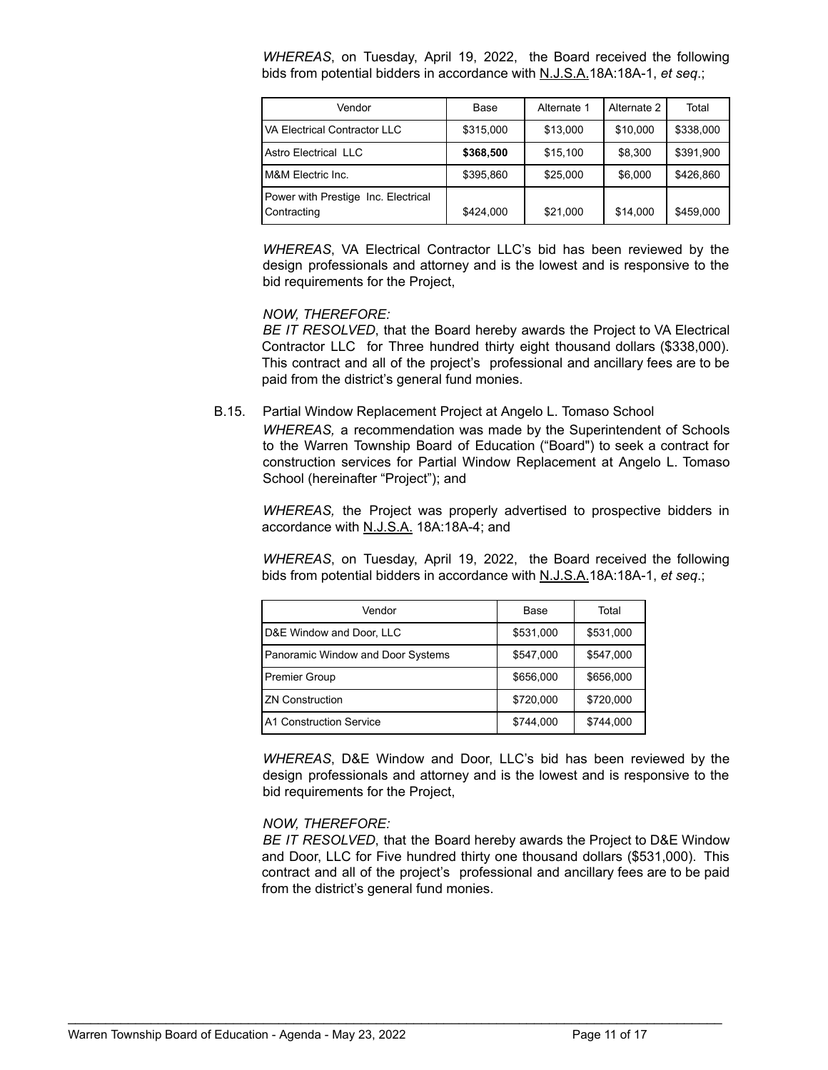*WHEREAS*, on Tuesday, April 19, 2022, the Board received the following bids from potential bidders in accordance with N.J.S.A.18A:18A-1, *et seq*.;

| Vendor | Base | Alternate 1 | Alternate 2 | Total |
|---|---|---|---|---|
| VA Electrical Contractor LLC | $315,000 | $13,000 | $10,000 | $338,000 |
| Astro Electrical LLC | **$368,500** | $15,100 | $8,300 | $391,900 |
| M&M Electric Inc. | $395,860 | $25,000 | $6,000 | $426,860 |
| Power with Prestige Inc. Electrical Contracting | $424,000 | $21,000 | $14,000 | $459,000 |

*WHEREAS*, VA Electrical Contractor LLC's bid has been reviewed by the design professionals and attorney and is the lowest and is responsive to the bid requirements for the Project,

*NOW, THEREFORE:*
*BE IT RESOLVED*, that the Board hereby awards the Project to VA Electrical Contractor LLC for Three hundred thirty eight thousand dollars ($338,000). This contract and all of the project's professional and ancillary fees are to be paid from the district's general fund monies.

B.15. Partial Window Replacement Project at Angelo L. Tomaso School

*WHEREAS,* a recommendation was made by the Superintendent of Schools to the Warren Township Board of Education ("Board") to seek a contract for construction services for Partial Window Replacement at Angelo L. Tomaso School (hereinafter "Project"); and

*WHEREAS,* the Project was properly advertised to prospective bidders in accordance with N.J.S.A. 18A:18A-4; and

*WHEREAS*, on Tuesday, April 19, 2022, the Board received the following bids from potential bidders in accordance with N.J.S.A.18A:18A-1, *et seq*.;

| Vendor | Base | Total |
|---|---|---|
| D&E Window and Door, LLC | $531,000 | $531,000 |
| Panoramic Window and Door Systems | $547,000 | $547,000 |
| Premier Group | $656,000 | $656,000 |
| ZN Construction | $720,000 | $720,000 |
| A1 Construction Service | $744,000 | $744,000 |

*WHEREAS*, D&E Window and Door, LLC's bid has been reviewed by the design professionals and attorney and is the lowest and is responsive to the bid requirements for the Project,

*NOW, THEREFORE:*
*BE IT RESOLVED*, that the Board hereby awards the Project to D&E Window and Door, LLC for Five hundred thirty one thousand dollars ($531,000). This contract and all of the project's professional and ancillary fees are to be paid from the district's general fund monies.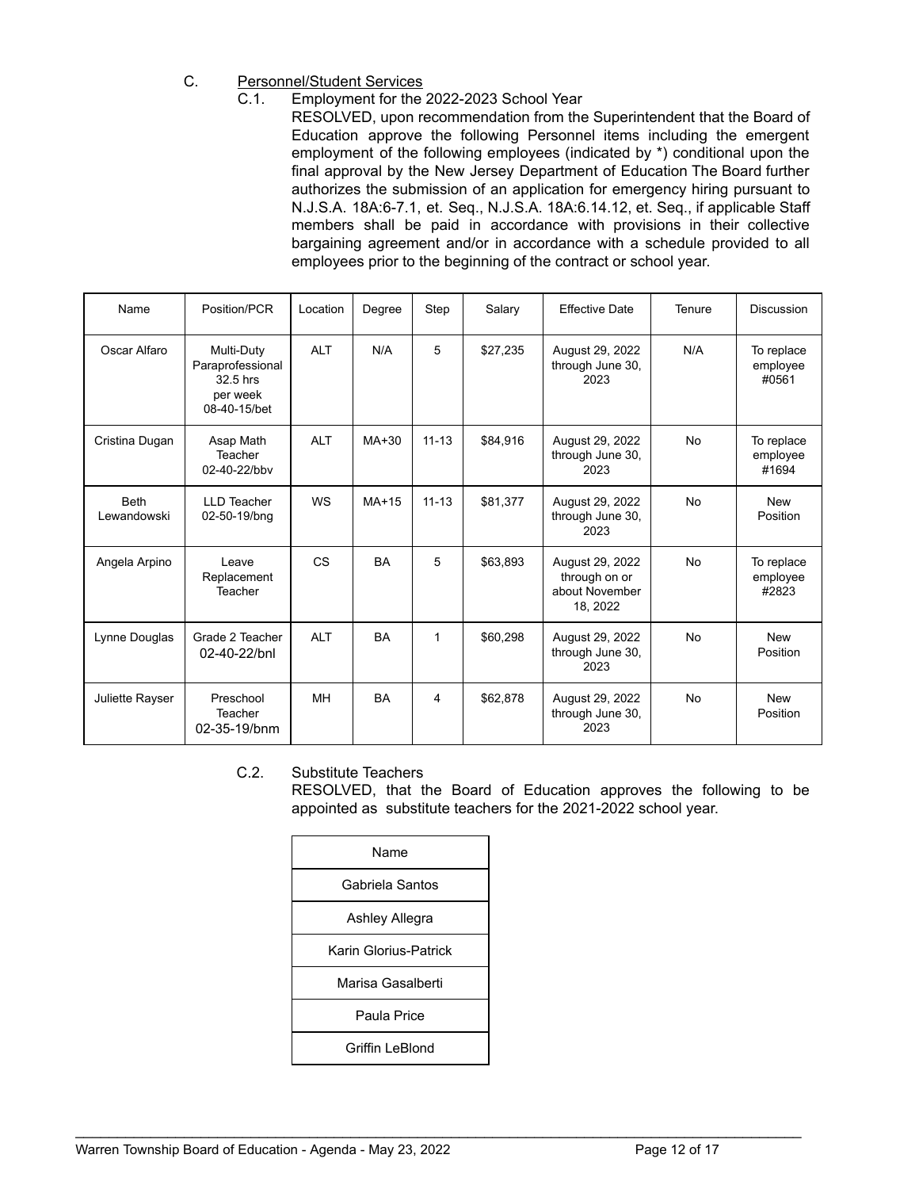C. <u>Personnel/Student Services</u>

C.1. Employment for the 2022-2023 School Year

RESOLVED, upon recommendation from the Superintendent that the Board of Education approve the following Personnel items including the emergent employment of the following employees (indicated by *) conditional upon the final approval by the New Jersey Department of Education The Board further authorizes the submission of an application for emergency hiring pursuant to N.J.S.A. 18A:6-7.1, et. Seq., N.J.S.A. 18A:6.14.12, et. Seq., if applicable Staff members shall be paid in accordance with provisions in their collective bargaining agreement and/or in accordance with a schedule provided to all employees prior to the beginning of the contract or school year.

| Name | Position/PCR | Location | Degree | Step | Salary | Effective Date | Tenure | Discussion |
|---|---|---|---|---|---|---|---|---|
| Oscar Alfaro | Multi-Duty Paraprofessional 32.5 hrs per week 08-40-15/bet | ALT | N/A | 5 | $27,235 | August 29, 2022 through June 30, 2023 | N/A | To replace employee #0561 |
| Cristina Dugan | Asap Math Teacher 02-40-22/bbv | ALT | MA+30 | 11-13 | $84,916 | August 29, 2022 through June 30, 2023 | No | To replace employee #1694 |
| Beth Lewandowski | LLD Teacher 02-50-19/bng | WS | MA+15 | 11-13 | $81,377 | August 29, 2022 through June 30, 2023 | No | New Position |
| Angela Arpino | Leave Replacement Teacher | CS | BA | 5 | $63,893 | August 29, 2022 through on or about November 18, 2022 | No | To replace employee #2823 |
| Lynne Douglas | Grade 2 Teacher 02-40-22/bnl | ALT | BA | 1 | $60,298 | August 29, 2022 through June 30, 2023 | No | New Position |
| Juliette Rayser | Preschool Teacher 02-35-19/bnm | MH | BA | 4 | $62,878 | August 29, 2022 through June 30, 2023 | No | New Position |

C.2. Substitute Teachers

RESOLVED, that the Board of Education approves the following to be appointed as substitute teachers for the 2021-2022 school year.

| Name |
|---|
| Gabriela Santos |
| Ashley Allegra |
| Karin Glorius-Patrick |
| Marisa Gasalberti |
| Paula Price |
| Griffin LeBlond |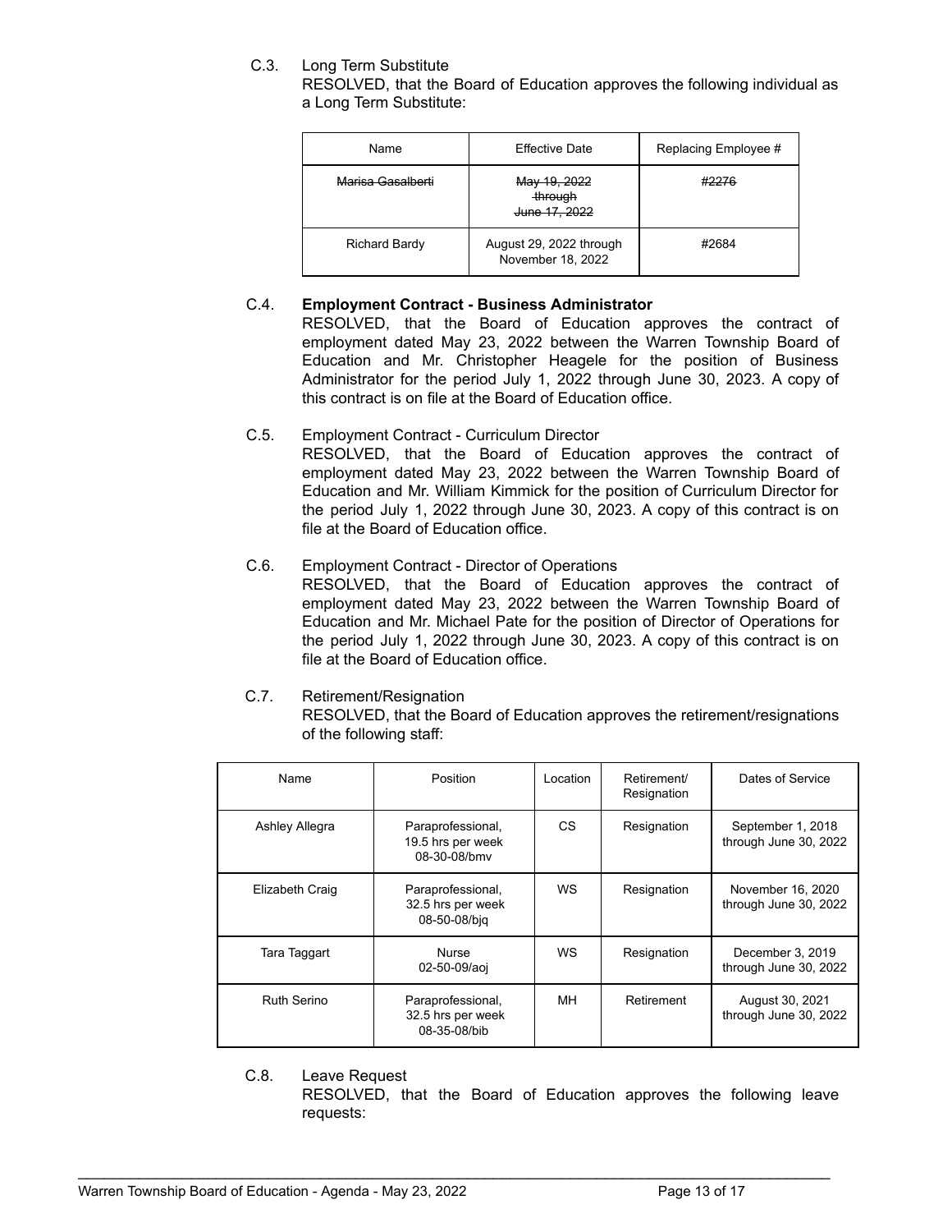C.3. Long Term Substitute

RESOLVED, that the Board of Education approves the following individual as a Long Term Substitute:

| Name | Effective Date | Replacing Employee # |
|---|---|---|
| ~~Marisa Gasalberti~~ | ~~May 19, 2022 through June 17, 2022~~ | ~~#2276~~ |
| Richard Bardy | August 29, 2022 through November 18, 2022 | #2684 |

C.4. **Employment Contract - Business Administrator**

RESOLVED, that the Board of Education approves the contract of employment dated May 23, 2022 between the Warren Township Board of Education and Mr. Christopher Heagele for the position of Business Administrator for the period July 1, 2022 through June 30, 2023. A copy of this contract is on file at the Board of Education office.

C.5. Employment Contract - Curriculum Director

RESOLVED, that the Board of Education approves the contract of employment dated May 23, 2022 between the Warren Township Board of Education and Mr. William Kimmick for the position of Curriculum Director for the period July 1, 2022 through June 30, 2023. A copy of this contract is on file at the Board of Education office.

C.6. Employment Contract - Director of Operations

RESOLVED, that the Board of Education approves the contract of employment dated May 23, 2022 between the Warren Township Board of Education and Mr. Michael Pate for the position of Director of Operations for the period July 1, 2022 through June 30, 2023. A copy of this contract is on file at the Board of Education office.

C.7. Retirement/Resignation

RESOLVED, that the Board of Education approves the retirement/resignations of the following staff:

| Name | Position | Location | Retirement/ Resignation | Dates of Service |
|---|---|---|---|---|
| Ashley Allegra | Paraprofessional, 19.5 hrs per week 08-30-08/bmv | CS | Resignation | September 1, 2018 through June 30, 2022 |
| Elizabeth Craig | Paraprofessional, 32.5 hrs per week 08-50-08/bjq | WS | Resignation | November 16, 2020 through June 30, 2022 |
| Tara Taggart | Nurse 02-50-09/aoj | WS | Resignation | December 3, 2019 through June 30, 2022 |
| Ruth Serino | Paraprofessional, 32.5 hrs per week 08-35-08/bib | MH | Retirement | August 30, 2021 through June 30, 2022 |

C.8. Leave Request

RESOLVED, that the Board of Education approves the following leave requests: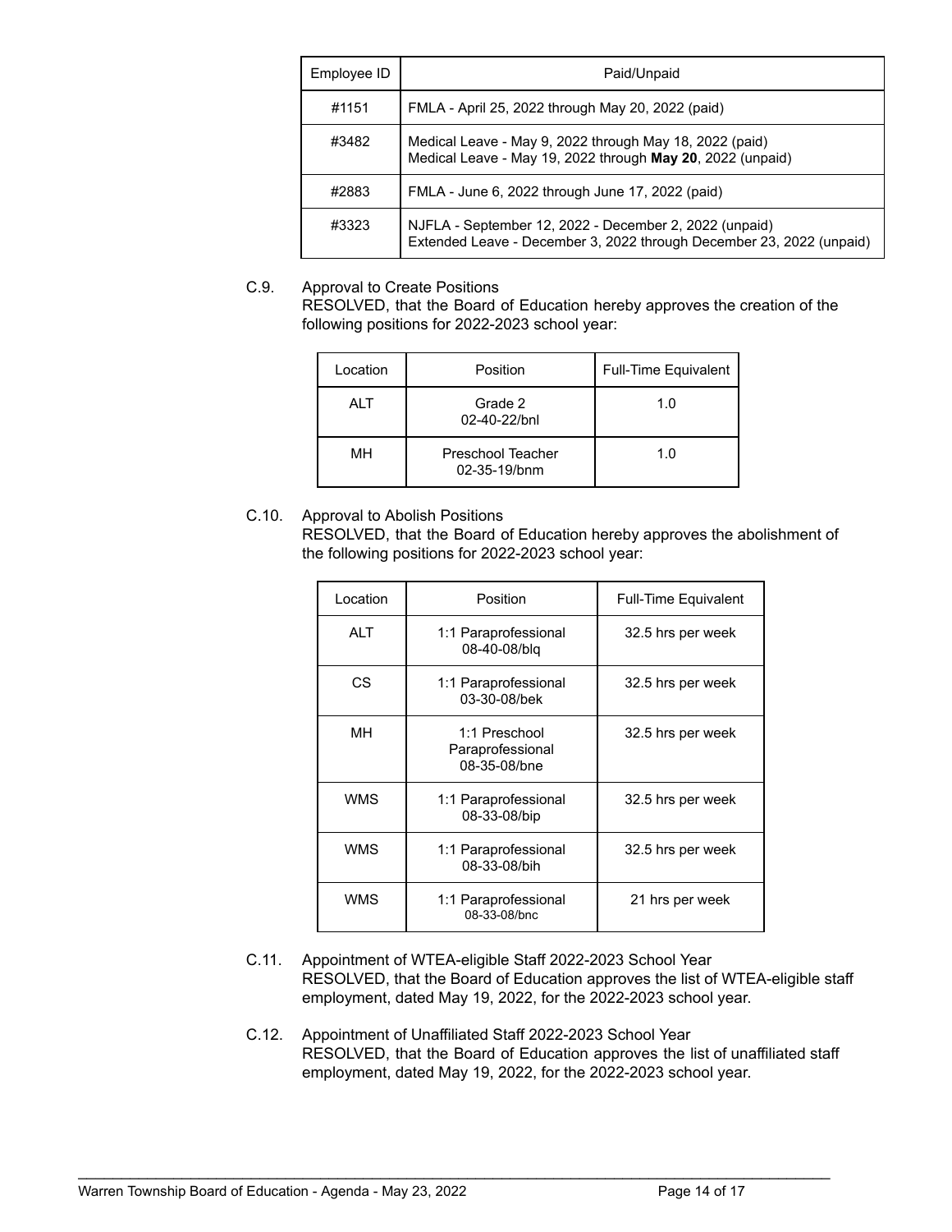| Employee ID | Paid/Unpaid |
|---|---|
| #1151 | FMLA - April 25, 2022 through May 20, 2022 (paid) |
| #3482 | Medical Leave - May 9, 2022 through May 18, 2022 (paid)<br>Medical Leave - May 19, 2022 through **May 20**, 2022 (unpaid) |
| #2883 | FMLA - June 6, 2022 through June 17, 2022 (paid) |
| #3323 | NJFLA - September 12, 2022 - December 2, 2022 (unpaid)<br>Extended Leave - December 3, 2022 through December 23, 2022 (unpaid) |

C.9. Approval to Create Positions

RESOLVED, that the Board of Education hereby approves the creation of the following positions for 2022-2023 school year:

| Location | Position | Full-Time Equivalent |
|---|---|---|
| ALT | Grade 2<br>02-40-22/bnl | 1.0 |
| MH | Preschool Teacher<br>02-35-19/bnm | 1.0 |

C.10. Approval to Abolish Positions

RESOLVED, that the Board of Education hereby approves the abolishment of the following positions for 2022-2023 school year:

| Location | Position | Full-Time Equivalent |
|---|---|---|
| ALT | 1:1 Paraprofessional<br>08-40-08/blq | 32.5 hrs per week |
| CS | 1:1 Paraprofessional<br>03-30-08/bek | 32.5 hrs per week |
| MH | 1:1 Preschool Paraprofessional<br>08-35-08/bne | 32.5 hrs per week |
| WMS | 1:1 Paraprofessional<br>08-33-08/bip | 32.5 hrs per week |
| WMS | 1:1 Paraprofessional<br>08-33-08/bih | 32.5 hrs per week |
| WMS | 1:1 Paraprofessional<br>08-33-08/bnc | 21 hrs per week |

C.11. Appointment of WTEA-eligible Staff 2022-2023 School Year

RESOLVED, that the Board of Education approves the list of WTEA-eligible staff employment, dated May 19, 2022, for the 2022-2023 school year.

C.12. Appointment of Unaffiliated Staff 2022-2023 School Year

RESOLVED, that the Board of Education approves the list of unaffiliated staff employment, dated May 19, 2022, for the 2022-2023 school year.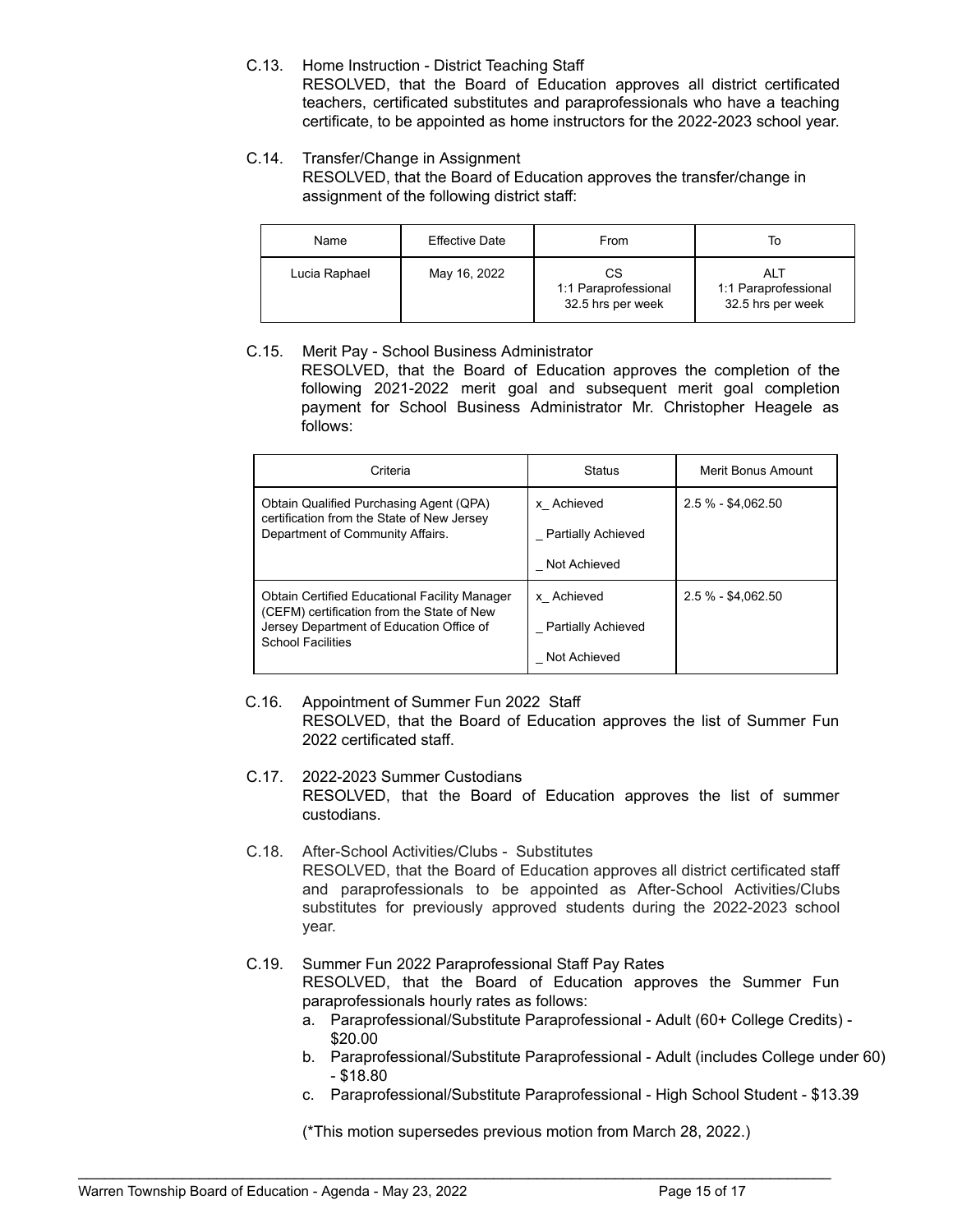C.13. Home Instruction - District Teaching Staff

RESOLVED, that the Board of Education approves all district certificated teachers, certificated substitutes and paraprofessionals who have a teaching certificate, to be appointed as home instructors for the 2022-2023 school year.

C.14. Transfer/Change in Assignment

RESOLVED, that the Board of Education approves the transfer/change in assignment of the following district staff:

| Name | Effective Date | From | To |
|---|---|---|---|
| Lucia Raphael | May 16, 2022 | CS<br>1:1 Paraprofessional<br>32.5 hrs per week | ALT<br>1:1 Paraprofessional<br>32.5 hrs per week |

C.15. Merit Pay - School Business Administrator

RESOLVED, that the Board of Education approves the completion of the following 2021-2022 merit goal and subsequent merit goal completion payment for School Business Administrator Mr. Christopher Heagele as follows:

| Criteria | Status | Merit Bonus Amount |
|---|---|---|
| Obtain Qualified Purchasing Agent (QPA) certification from the State of New Jersey Department of Community Affairs. | x_ Achieved<br>_ Partially Achieved<br>_ Not Achieved | 2.5 % - $4,062.50 |
| Obtain Certified Educational Facility Manager (CEFM) certification from the State of New Jersey Department of Education Office of School Facilities | x_ Achieved<br>_ Partially Achieved<br>_ Not Achieved | 2.5 % - $4,062.50 |

C.16. Appointment of Summer Fun 2022 Staff

RESOLVED, that the Board of Education approves the list of Summer Fun 2022 certificated staff.

C.17. 2022-2023 Summer Custodians

RESOLVED, that the Board of Education approves the list of summer custodians.

C.18. After-School Activities/Clubs - Substitutes

RESOLVED, that the Board of Education approves all district certificated staff and paraprofessionals to be appointed as After-School Activities/Clubs substitutes for previously approved students during the 2022-2023 school year.

C.19. Summer Fun 2022 Paraprofessional Staff Pay Rates

RESOLVED, that the Board of Education approves the Summer Fun paraprofessionals hourly rates as follows:

a. Paraprofessional/Substitute Paraprofessional - Adult (60+ College Credits) - $20.00
b. Paraprofessional/Substitute Paraprofessional - Adult (includes College under 60) - $18.80
c. Paraprofessional/Substitute Paraprofessional - High School Student - $13.39

(*This motion supersedes previous motion from March 28, 2022.)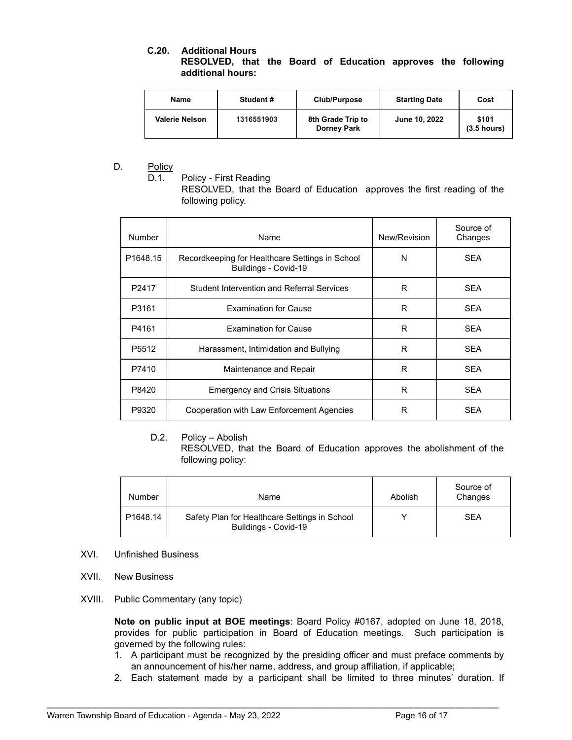**C.20. Additional Hours**
**RESOLVED, that the Board of Education approves the following additional hours:**

| Name | Student # | Club/Purpose | Starting Date | Cost |
|---|---|---|---|---|
| **Valerie Nelson** | **1316551903** | **8th Grade Trip to Dorney Park** | **June 10, 2022** | **$101 (3.5 hours)** |

D. Policy

D.1. Policy - First Reading
RESOLVED, that the Board of Education approves the first reading of the following policy.

| Number | Name | New/Revision | Source of Changes |
|---|---|---|---|
| P1648.15 | Recordkeeping for Healthcare Settings in School Buildings - Covid-19 | N | SEA |
| P2417 | Student Intervention and Referral Services | R | SEA |
| P3161 | Examination for Cause | R | SEA |
| P4161 | Examination for Cause | R | SEA |
| P5512 | Harassment, Intimidation and Bullying | R | SEA |
| P7410 | Maintenance and Repair | R | SEA |
| P8420 | Emergency and Crisis Situations | R | SEA |
| P9320 | Cooperation with Law Enforcement Agencies | R | SEA |

D.2. Policy – Abolish
RESOLVED, that the Board of Education approves the abolishment of the following policy:

| Number | Name | Abolish | Source of Changes |
|---|---|---|---|
| P1648.14 | Safety Plan for Healthcare Settings in School Buildings - Covid-19 | Y | SEA |

XVI. Unfinished Business

XVII. New Business

XVIII. Public Commentary (any topic)

**Note on public input at BOE meetings**: Board Policy #0167, adopted on June 18, 2018, provides for public participation in Board of Education meetings. Such participation is governed by the following rules:

1. A participant must be recognized by the presiding officer and must preface comments by an announcement of his/her name, address, and group affiliation, if applicable;
2. Each statement made by a participant shall be limited to three minutes' duration. If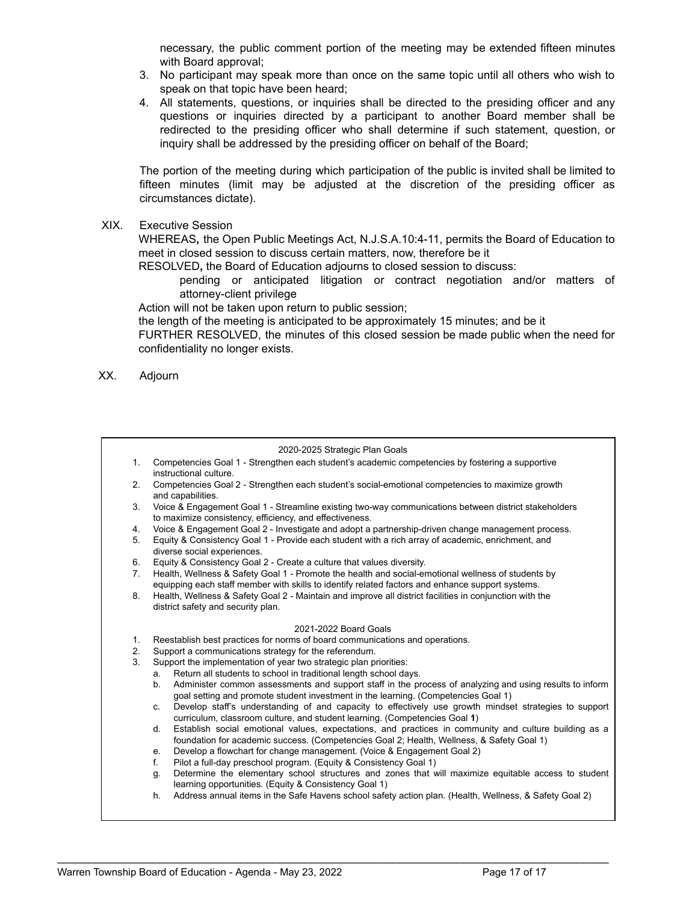necessary, the public comment portion of the meeting may be extended fifteen minutes with Board approval;

3. No participant may speak more than once on the same topic until all others who wish to speak on that topic have been heard;
4. All statements, questions, or inquiries shall be directed to the presiding officer and any questions or inquiries directed by a participant to another Board member shall be redirected to the presiding officer who shall determine if such statement, question, or inquiry shall be addressed by the presiding officer on behalf of the Board;

The portion of the meeting during which participation of the public is invited shall be limited to fifteen minutes (limit may be adjusted at the discretion of the presiding officer as circumstances dictate).

XIX. Executive Session

WHEREAS**,** the Open Public Meetings Act, N.J.S.A.10:4-11, permits the Board of Education to meet in closed session to discuss certain matters, now, therefore be it

RESOLVED**,** the Board of Education adjourns to closed session to discuss:

pending or anticipated litigation or contract negotiation and/or matters of attorney-client privilege

Action will not be taken upon return to public session;

the length of the meeting is anticipated to be approximately 15 minutes; and be it

FURTHER RESOLVED, the minutes of this closed session be made public when the need for confidentiality no longer exists.

XX. Adjourn

2020-2025 Strategic Plan Goals

1. Competencies Goal 1 - Strengthen each student's academic competencies by fostering a supportive instructional culture.
2. Competencies Goal 2 - Strengthen each student's social-emotional competencies to maximize growth and capabilities.
3. Voice & Engagement Goal 1 - Streamline existing two-way communications between district stakeholders to maximize consistency, efficiency, and effectiveness.
4. Voice & Engagement Goal 2 - Investigate and adopt a partnership-driven change management process.
5. Equity & Consistency Goal 1 - Provide each student with a rich array of academic, enrichment, and diverse social experiences.
6. Equity & Consistency Goal 2 - Create a culture that values diversity.
7. Health, Wellness & Safety Goal 1 - Promote the health and social-emotional wellness of students by equipping each staff member with skills to identify related factors and enhance support systems.
8. Health, Wellness & Safety Goal 2 - Maintain and improve all district facilities in conjunction with the district safety and security plan.

2021-2022 Board Goals

1. Reestablish best practices for norms of board communications and operations.
2. Support a communications strategy for the referendum.
3. Support the implementation of year two strategic plan priorities:
   a. Return all students to school in traditional length school days.
   b. Administer common assessments and support staff in the process of analyzing and using results to inform goal setting and promote student investment in the learning. (Competencies Goal 1)
   c. Develop staff's understanding of and capacity to effectively use growth mindset strategies to support curriculum, classroom culture, and student learning. (Competencies Goal **1**)
   d. Establish social emotional values, expectations, and practices in community and culture building as a foundation for academic success. (Competencies Goal 2; Health, Wellness, & Safety Goal 1)
   e. Develop a flowchart for change management. (Voice & Engagement Goal 2)
   f. Pilot a full-day preschool program. (Equity & Consistency Goal 1)
   g. Determine the elementary school structures and zones that will maximize equitable access to student learning opportunities. (Equity & Consistency Goal 1)
   h. Address annual items in the Safe Havens school safety action plan. (Health, Wellness, & Safety Goal 2)